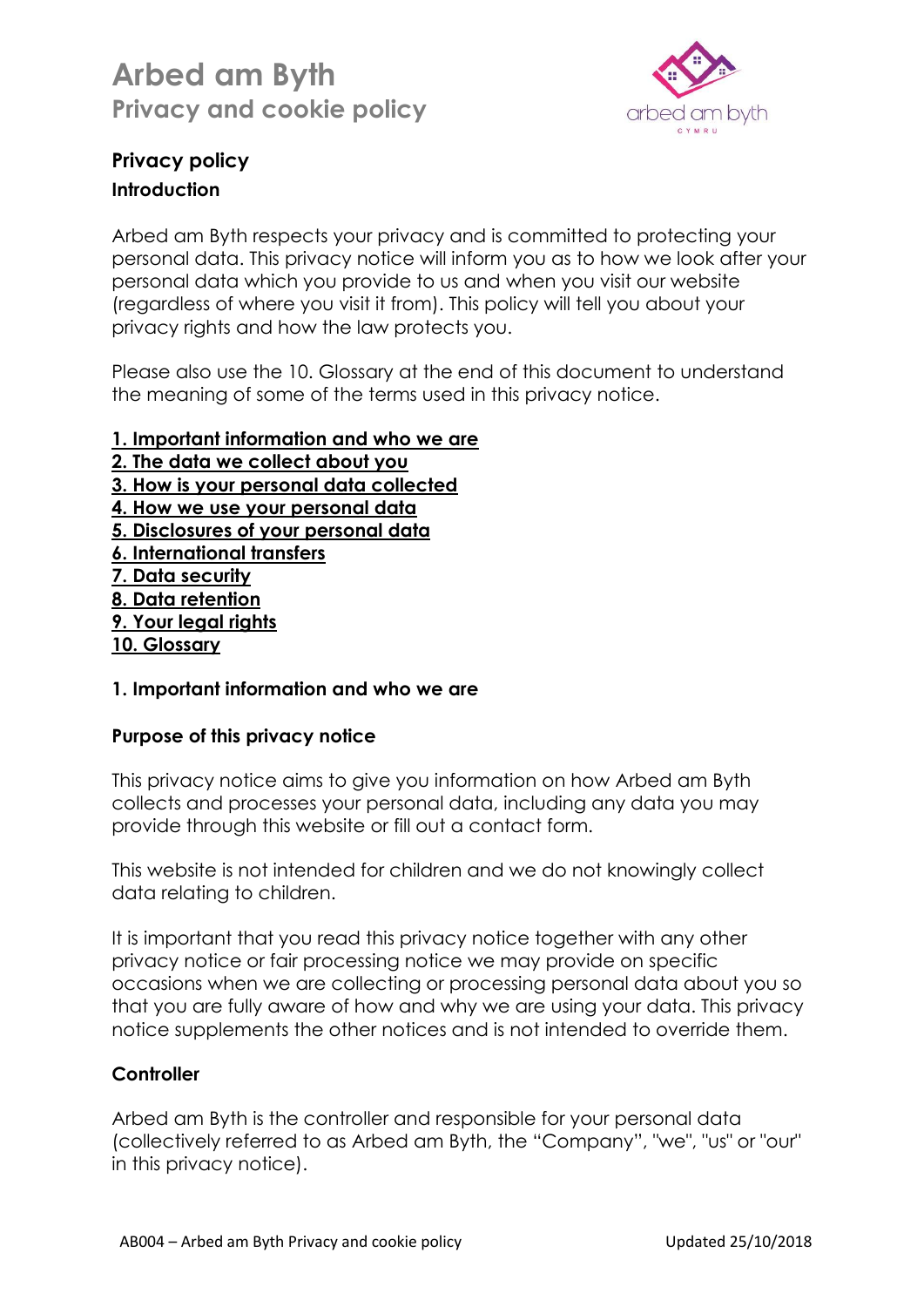# Arbed am Byth

## Privacy and cookie policy

### Privacy policy

#### Introduction

Arbed am Byth respects your privacy and is committed to protecting your personal data. This privacy notice will inform you as to how we look after your personal data which you provide to us and when you visit our website (regardless of where you visit it from). This policy will tell you about your privacy rights and how the law protects you.

Please also use the 10. Glossary at the end of this document to understand the meaning of some of the terms used in this privacy notice.

**1. Important information and who we are**
**2. The data we collect about you**
**3. How is your personal data collected**
**4. How we use your personal data**
**5. Disclosures of your personal data**
**6. International transfers**
**7. Data security**
**8. Data retention**
**9. Your legal rights**
**10. Glossary**

#### 1. Important information and who we are

**Purpose of this privacy notice**

This privacy notice aims to give you information on how Arbed am Byth collects and processes your personal data, including any data you may provide through this website or fill out a contact form.

This website is not intended for children and we do not knowingly collect data relating to children.

It is important that you read this privacy notice together with any other privacy notice or fair processing notice we may provide on specific occasions when we are collecting or processing personal data about you so that you are fully aware of how and why we are using your data. This privacy notice supplements the other notices and is not intended to override them.

**Controller**

Arbed am Byth is the controller and responsible for your personal data (collectively referred to as Arbed am Byth, the "Company", "we", "us" or "our" in this privacy notice).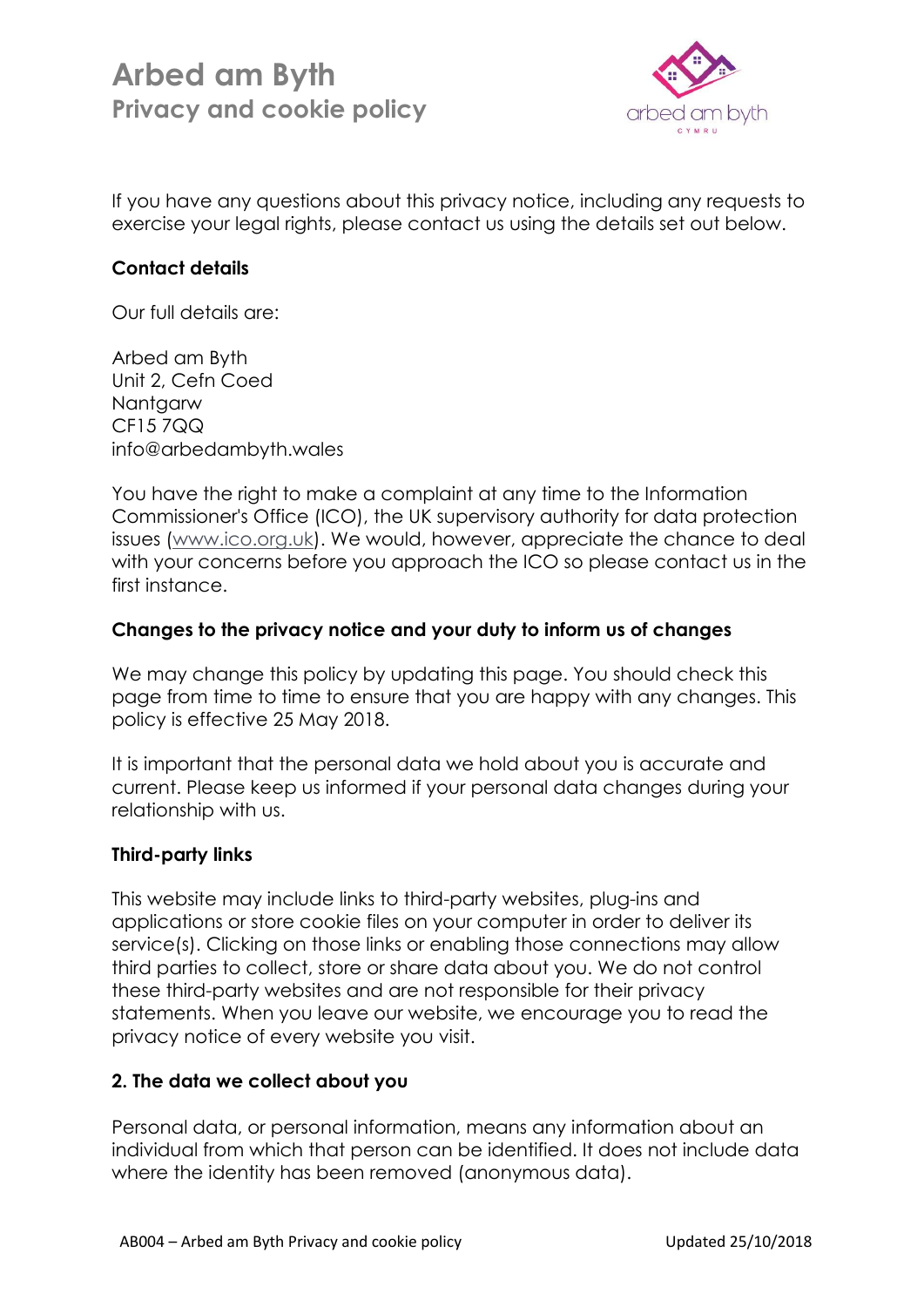If you have any questions about this privacy notice, including any requests to exercise your legal rights, please contact us using the details set out below.

**Contact details**

Our full details are:

Arbed am Byth
Unit 2, Cefn Coed
Nantgarw
CF15 7QQ
info@arbedambyth.wales

You have the right to make a complaint at any time to the Information Commissioner's Office (ICO), the UK supervisory authority for data protection issues (www.ico.org.uk). We would, however, appreciate the chance to deal with your concerns before you approach the ICO so please contact us in the first instance.

**Changes to the privacy notice and your duty to inform us of changes**

We may change this policy by updating this page. You should check this page from time to time to ensure that you are happy with any changes. This policy is effective 25 May 2018.

It is important that the personal data we hold about you is accurate and current. Please keep us informed if your personal data changes during your relationship with us.

**Third-party links**

This website may include links to third-party websites, plug-ins and applications or store cookie files on your computer in order to deliver its service(s). Clicking on those links or enabling those connections may allow third parties to collect, store or share data about you. We do not control these third-party websites and are not responsible for their privacy statements. When you leave our website, we encourage you to read the privacy notice of every website you visit.

**2. The data we collect about you**

Personal data, or personal information, means any information about an individual from which that person can be identified. It does not include data where the identity has been removed (anonymous data).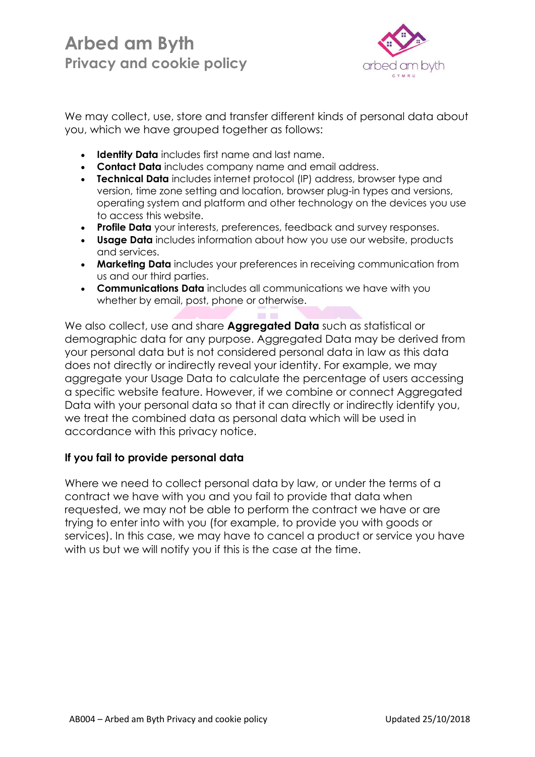We may collect, use, store and transfer different kinds of personal data about you, which we have grouped together as follows:

- **Identity Data** includes first name and last name.
- **Contact Data** includes company name and email address.
- **Technical Data** includes internet protocol (IP) address, browser type and version, time zone setting and location, browser plug-in types and versions, operating system and platform and other technology on the devices you use to access this website.
- **Profile Data** your interests, preferences, feedback and survey responses.
- **Usage Data** includes information about how you use our website, products and services.
- **Marketing Data** includes your preferences in receiving communication from us and our third parties.
- **Communications Data** includes all communications we have with you whether by email, post, phone or otherwise.

We also collect, use and share **Aggregated Data** such as statistical or demographic data for any purpose. Aggregated Data may be derived from your personal data but is not considered personal data in law as this data does not directly or indirectly reveal your identity. For example, we may aggregate your Usage Data to calculate the percentage of users accessing a specific website feature. However, if we combine or connect Aggregated Data with your personal data so that it can directly or indirectly identify you, we treat the combined data as personal data which will be used in accordance with this privacy notice.

### If you fail to provide personal data

Where we need to collect personal data by law, or under the terms of a contract we have with you and you fail to provide that data when requested, we may not be able to perform the contract we have or are trying to enter into with you (for example, to provide you with goods or services). In this case, we may have to cancel a product or service you have with us but we will notify you if this is the case at the time.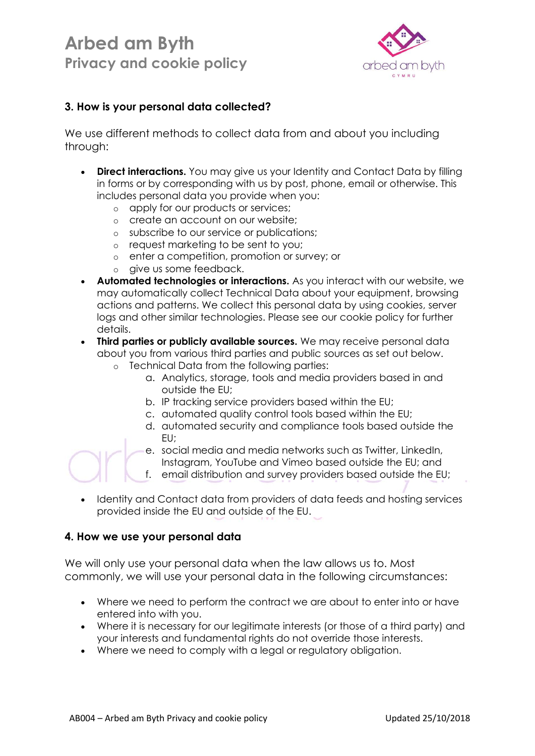## 3. How is your personal data collected?

We use different methods to collect data from and about you including through:

- **Direct interactions.** You may give us your Identity and Contact Data by filling in forms or by corresponding with us by post, phone, email or otherwise. This includes personal data you provide when you:
  - apply for our products or services;
  - create an account on our website;
  - subscribe to our service or publications;
  - request marketing to be sent to you;
  - enter a competition, promotion or survey; or
  - give us some feedback.
- **Automated technologies or interactions.** As you interact with our website, we may automatically collect Technical Data about your equipment, browsing actions and patterns. We collect this personal data by using cookies, server logs and other similar technologies. Please see our cookie policy for further details.
- **Third parties or publicly available sources.** We may receive personal data about you from various third parties and public sources as set out below.
  - Technical Data from the following parties:
    a. Analytics, storage, tools and media providers based in and outside the EU;
    b. IP tracking service providers based within the EU;
    c. automated quality control tools based within the EU;
    d. automated security and compliance tools based outside the EU;
    e. social media and media networks such as Twitter, LinkedIn, Instagram, YouTube and Vimeo based outside the EU; and
    f. email distribution and survey providers based outside the EU;
- Identity and Contact data from providers of data feeds and hosting services provided inside the EU and outside of the EU.

## 4. How we use your personal data

We will only use your personal data when the law allows us to. Most commonly, we will use your personal data in the following circumstances:

- Where we need to perform the contract we are about to enter into or have entered into with you.
- Where it is necessary for our legitimate interests (or those of a third party) and your interests and fundamental rights do not override those interests.
- Where we need to comply with a legal or regulatory obligation.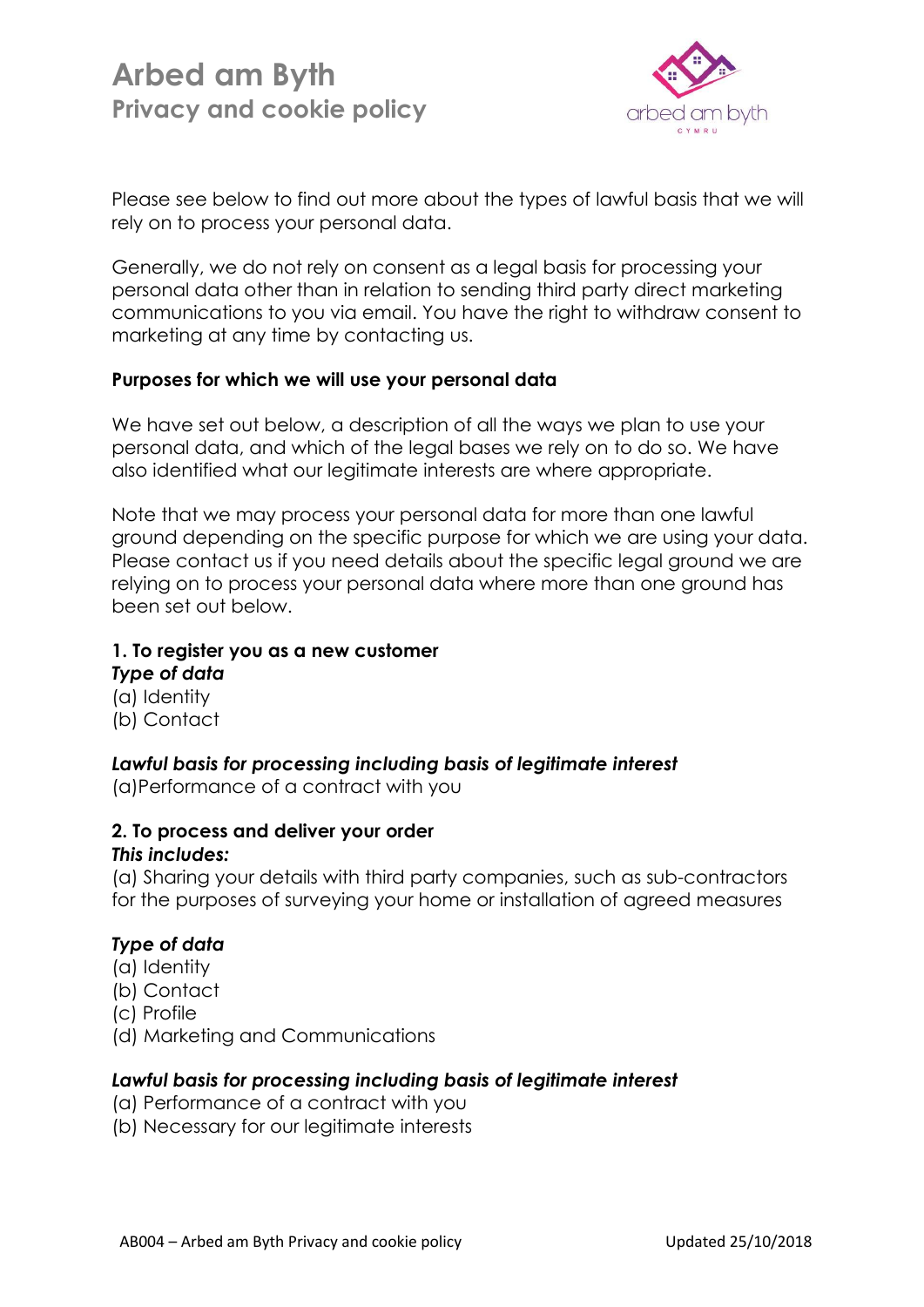Please see below to find out more about the types of lawful basis that we will rely on to process your personal data.

Generally, we do not rely on consent as a legal basis for processing your personal data other than in relation to sending third party direct marketing communications to you via email. You have the right to withdraw consent to marketing at any time by contacting us.

**Purposes for which we will use your personal data**

We have set out below, a description of all the ways we plan to use your personal data, and which of the legal bases we rely on to do so. We have also identified what our legitimate interests are where appropriate.

Note that we may process your personal data for more than one lawful ground depending on the specific purpose for which we are using your data. Please contact us if you need details about the specific legal ground we are relying on to process your personal data where more than one ground has been set out below.

**1. To register you as a new customer**

***Type of data***

(a) Identity
(b) Contact

***Lawful basis for processing including basis of legitimate interest***

(a)Performance of a contract with you

**2. To process and deliver your order**

***This includes:***

(a) Sharing your details with third party companies, such as sub-contractors for the purposes of surveying your home or installation of agreed measures

***Type of data***

(a) Identity
(b) Contact
(c) Profile
(d) Marketing and Communications

***Lawful basis for processing including basis of legitimate interest***

(a) Performance of a contract with you
(b) Necessary for our legitimate interests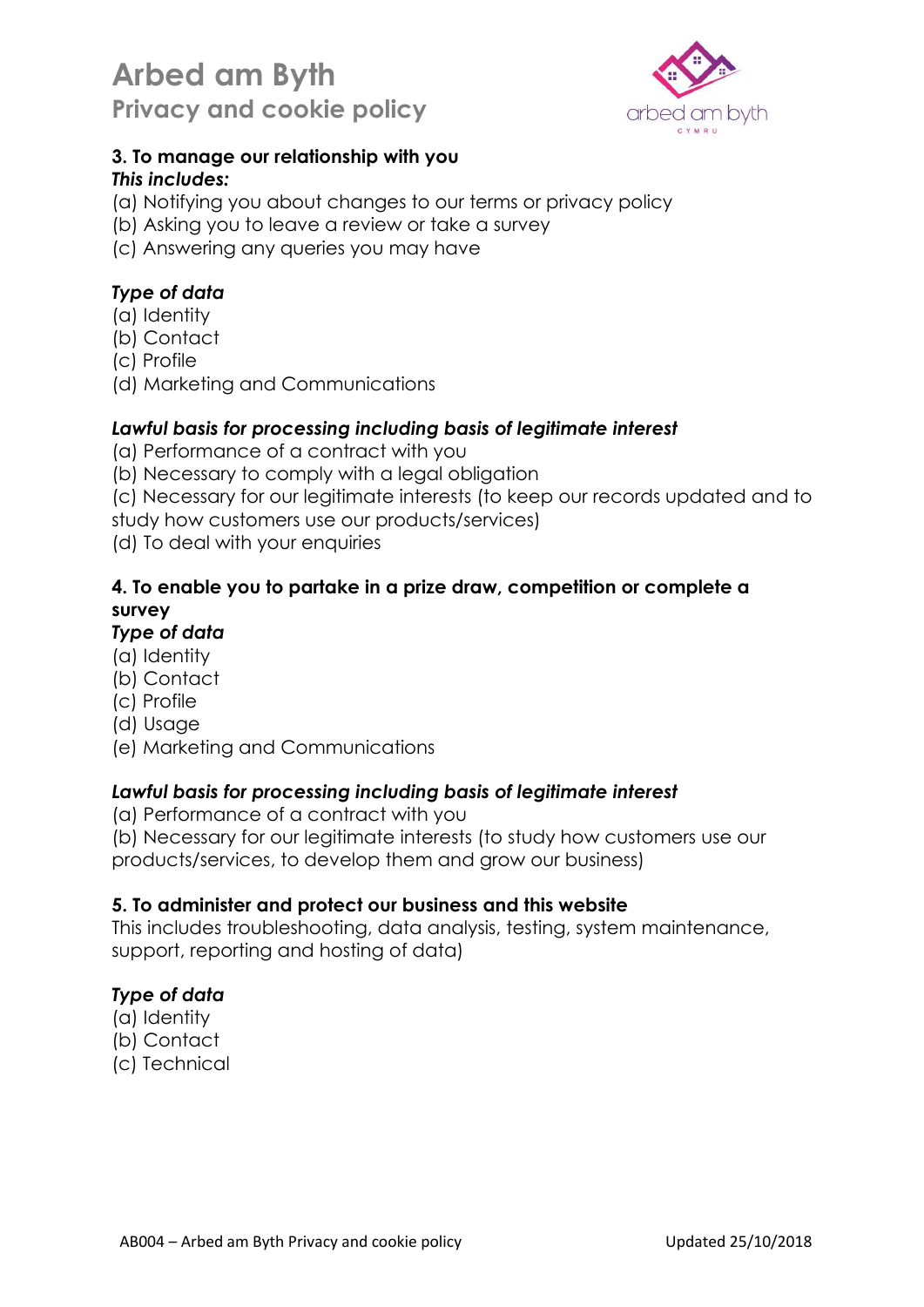**3. To manage our relationship with you**

***This includes:***

(a) Notifying you about changes to our terms or privacy policy
(b) Asking you to leave a review or take a survey
(c) Answering any queries you may have

***Type of data***

(a) Identity
(b) Contact
(c) Profile
(d) Marketing and Communications

***Lawful basis for processing including basis of legitimate interest***

(a) Performance of a contract with you
(b) Necessary to comply with a legal obligation
(c) Necessary for our legitimate interests (to keep our records updated and to study how customers use our products/services)
(d) To deal with your enquiries

**4. To enable you to partake in a prize draw, competition or complete a survey**

***Type of data***

(a) Identity
(b) Contact
(c) Profile
(d) Usage
(e) Marketing and Communications

***Lawful basis for processing including basis of legitimate interest***

(a) Performance of a contract with you
(b) Necessary for our legitimate interests (to study how customers use our products/services, to develop them and grow our business)

**5. To administer and protect our business and this website**

This includes troubleshooting, data analysis, testing, system maintenance, support, reporting and hosting of data)

***Type of data***

(a) Identity
(b) Contact
(c) Technical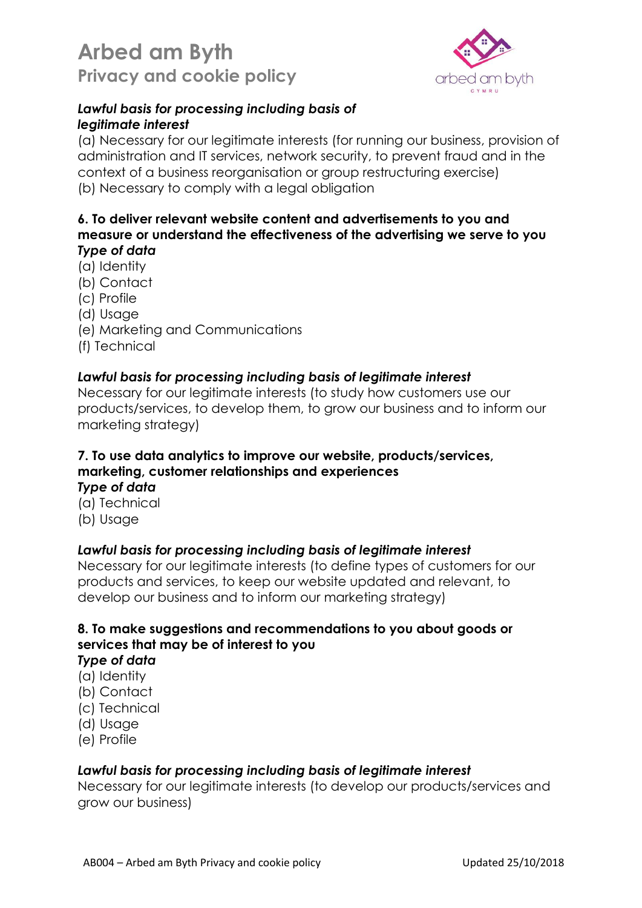***Lawful basis for processing including basis of legitimate interest***

(a) Necessary for our legitimate interests (for running our business, provision of administration and IT services, network security, to prevent fraud and in the context of a business reorganisation or group restructuring exercise)
(b) Necessary to comply with a legal obligation

**6. To deliver relevant website content and advertisements to you and measure or understand the effectiveness of the advertising we serve to you**

***Type of data***

(a) Identity
(b) Contact
(c) Profile
(d) Usage
(e) Marketing and Communications
(f) Technical

***Lawful basis for processing including basis of legitimate interest***

Necessary for our legitimate interests (to study how customers use our products/services, to develop them, to grow our business and to inform our marketing strategy)

**7. To use data analytics to improve our website, products/services, marketing, customer relationships and experiences**

***Type of data***

(a) Technical
(b) Usage

***Lawful basis for processing including basis of legitimate interest***

Necessary for our legitimate interests (to define types of customers for our products and services, to keep our website updated and relevant, to develop our business and to inform our marketing strategy)

**8. To make suggestions and recommendations to you about goods or services that may be of interest to you**

***Type of data***

(a) Identity
(b) Contact
(c) Technical
(d) Usage
(e) Profile

***Lawful basis for processing including basis of legitimate interest***

Necessary for our legitimate interests (to develop our products/services and grow our business)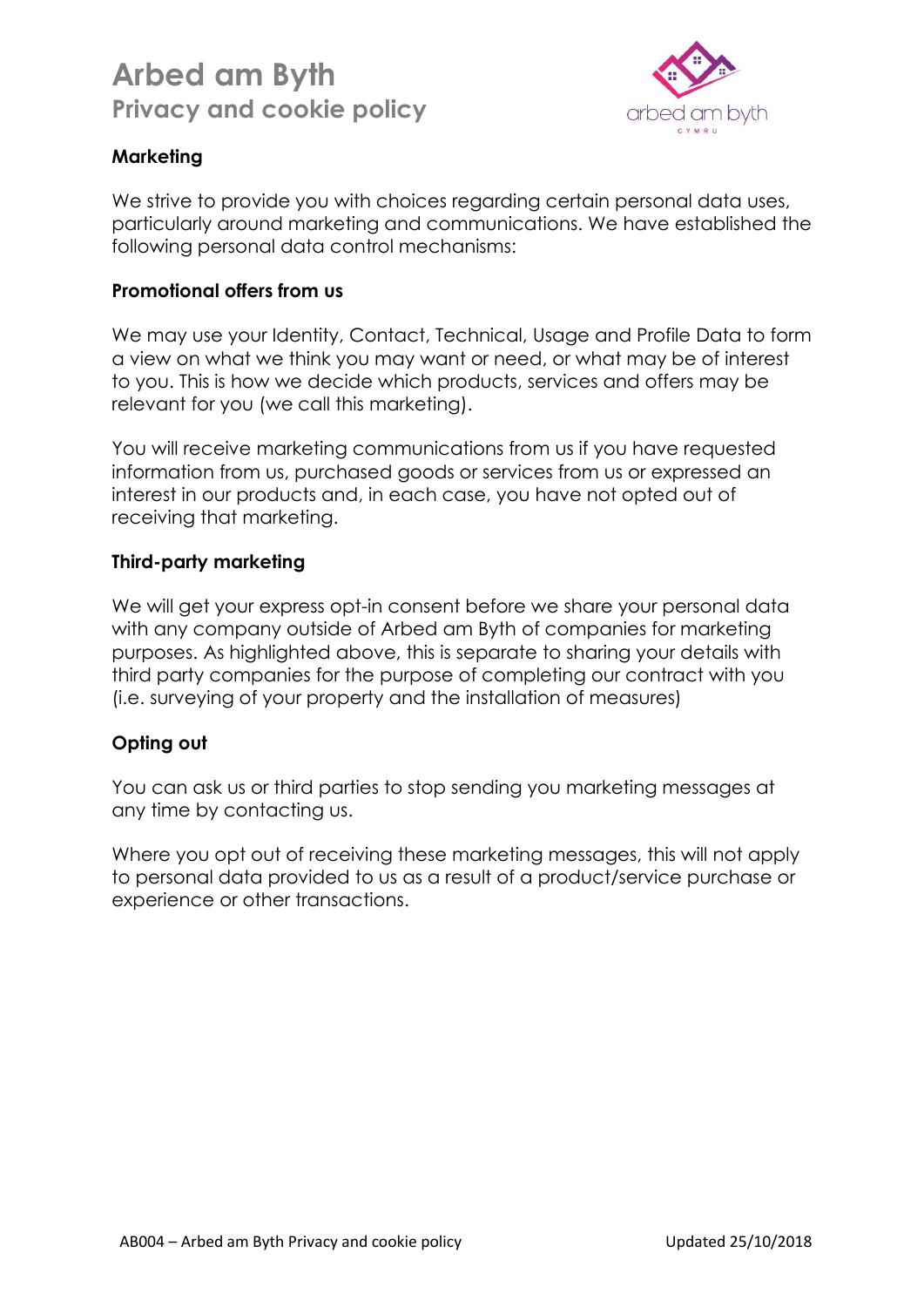## Marketing

We strive to provide you with choices regarding certain personal data uses, particularly around marketing and communications. We have established the following personal data control mechanisms:

### Promotional offers from us

We may use your Identity, Contact, Technical, Usage and Profile Data to form a view on what we think you may want or need, or what may be of interest to you. This is how we decide which products, services and offers may be relevant for you (we call this marketing).

You will receive marketing communications from us if you have requested information from us, purchased goods or services from us or expressed an interest in our products and, in each case, you have not opted out of receiving that marketing.

### Third-party marketing

We will get your express opt-in consent before we share your personal data with any company outside of Arbed am Byth of companies for marketing purposes. As highlighted above, this is separate to sharing your details with third party companies for the purpose of completing our contract with you (i.e. surveying of your property and the installation of measures)

### Opting out

You can ask us or third parties to stop sending you marketing messages at any time by contacting us.

Where you opt out of receiving these marketing messages, this will not apply to personal data provided to us as a result of a product/service purchase or experience or other transactions.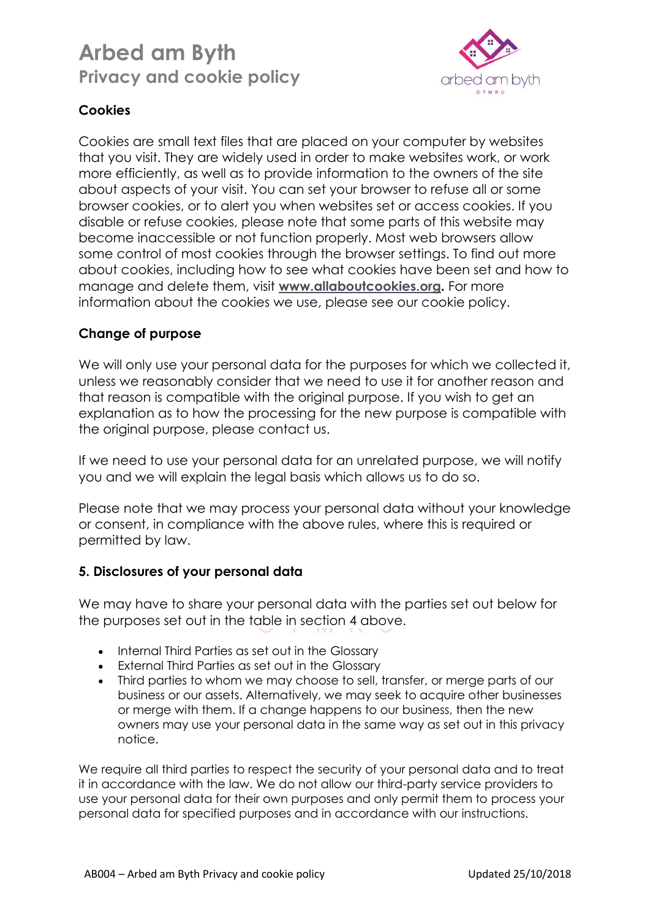## Cookies

Cookies are small text files that are placed on your computer by websites that you visit. They are widely used in order to make websites work, or work more efficiently, as well as to provide information to the owners of the site about aspects of your visit. You can set your browser to refuse all or some browser cookies, or to alert you when websites set or access cookies. If you disable or refuse cookies, please note that some parts of this website may become inaccessible or not function properly. Most web browsers allow some control of most cookies through the browser settings. To find out more about cookies, including how to see what cookies have been set and how to manage and delete them, visit **www.allaboutcookies.org**. For more information about the cookies we use, please see our cookie policy.

## Change of purpose

We will only use your personal data for the purposes for which we collected it, unless we reasonably consider that we need to use it for another reason and that reason is compatible with the original purpose. If you wish to get an explanation as to how the processing for the new purpose is compatible with the original purpose, please contact us.

If we need to use your personal data for an unrelated purpose, we will notify you and we will explain the legal basis which allows us to do so.

Please note that we may process your personal data without your knowledge or consent, in compliance with the above rules, where this is required or permitted by law.

## 5. Disclosures of your personal data

We may have to share your personal data with the parties set out below for the purposes set out in the table in section 4 above.

- Internal Third Parties as set out in the Glossary
- External Third Parties as set out in the Glossary
- Third parties to whom we may choose to sell, transfer, or merge parts of our business or our assets. Alternatively, we may seek to acquire other businesses or merge with them. If a change happens to our business, then the new owners may use your personal data in the same way as set out in this privacy notice.

We require all third parties to respect the security of your personal data and to treat it in accordance with the law. We do not allow our third-party service providers to use your personal data for their own purposes and only permit them to process your personal data for specified purposes and in accordance with our instructions.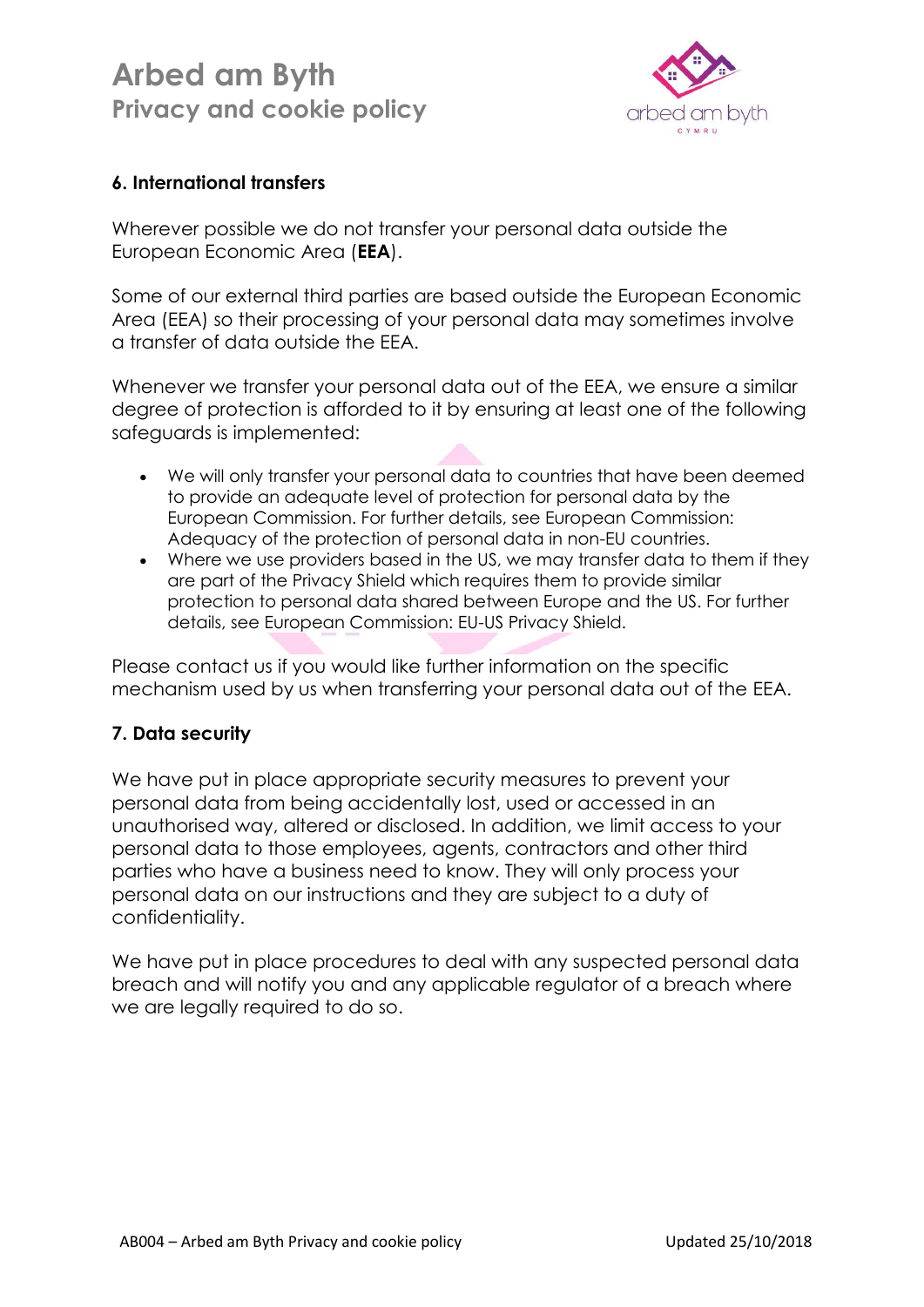## 6. International transfers

Wherever possible we do not transfer your personal data outside the European Economic Area (**EEA**).

Some of our external third parties are based outside the European Economic Area (EEA) so their processing of your personal data may sometimes involve a transfer of data outside the EEA.

Whenever we transfer your personal data out of the EEA, we ensure a similar degree of protection is afforded to it by ensuring at least one of the following safeguards is implemented:

- We will only transfer your personal data to countries that have been deemed to provide an adequate level of protection for personal data by the European Commission. For further details, see European Commission: Adequacy of the protection of personal data in non-EU countries.
- Where we use providers based in the US, we may transfer data to them if they are part of the Privacy Shield which requires them to provide similar protection to personal data shared between Europe and the US. For further details, see European Commission: EU-US Privacy Shield.

Please contact us if you would like further information on the specific mechanism used by us when transferring your personal data out of the EEA.

## 7. Data security

We have put in place appropriate security measures to prevent your personal data from being accidentally lost, used or accessed in an unauthorised way, altered or disclosed. In addition, we limit access to your personal data to those employees, agents, contractors and other third parties who have a business need to know. They will only process your personal data on our instructions and they are subject to a duty of confidentiality.

We have put in place procedures to deal with any suspected personal data breach and will notify you and any applicable regulator of a breach where we are legally required to do so.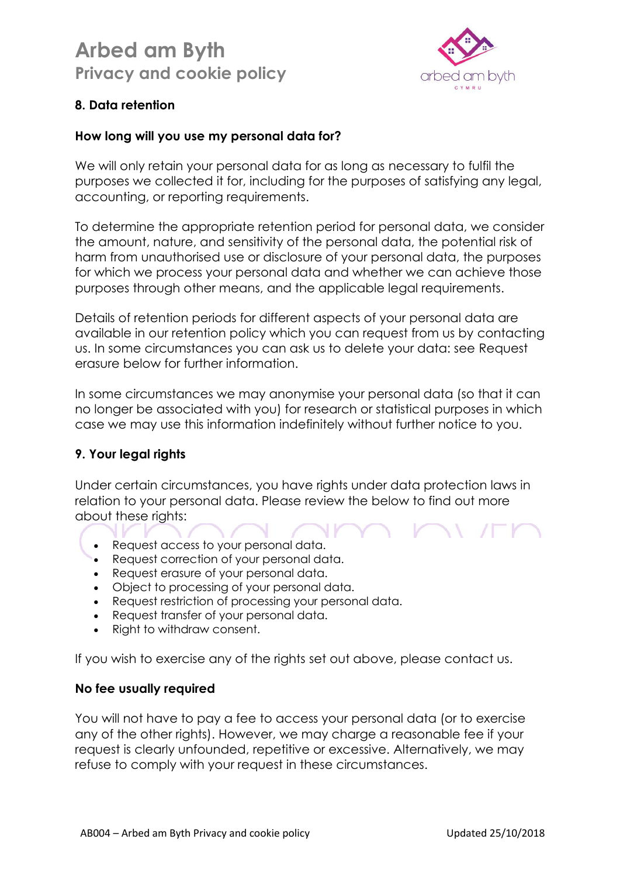## 8. Data retention

### How long will you use my personal data for?

We will only retain your personal data for as long as necessary to fulfil the purposes we collected it for, including for the purposes of satisfying any legal, accounting, or reporting requirements.

To determine the appropriate retention period for personal data, we consider the amount, nature, and sensitivity of the personal data, the potential risk of harm from unauthorised use or disclosure of your personal data, the purposes for which we process your personal data and whether we can achieve those purposes through other means, and the applicable legal requirements.

Details of retention periods for different aspects of your personal data are available in our retention policy which you can request from us by contacting us. In some circumstances you can ask us to delete your data: see Request erasure below for further information.

In some circumstances we may anonymise your personal data (so that it can no longer be associated with you) for research or statistical purposes in which case we may use this information indefinitely without further notice to you.

## 9. Your legal rights

Under certain circumstances, you have rights under data protection laws in relation to your personal data. Please review the below to find out more about these rights:

- Request access to your personal data.
- Request correction of your personal data.
- Request erasure of your personal data.
- Object to processing of your personal data.
- Request restriction of processing your personal data.
- Request transfer of your personal data.
- Right to withdraw consent.

If you wish to exercise any of the rights set out above, please contact us.

### No fee usually required

You will not have to pay a fee to access your personal data (or to exercise any of the other rights). However, we may charge a reasonable fee if your request is clearly unfounded, repetitive or excessive. Alternatively, we may refuse to comply with your request in these circumstances.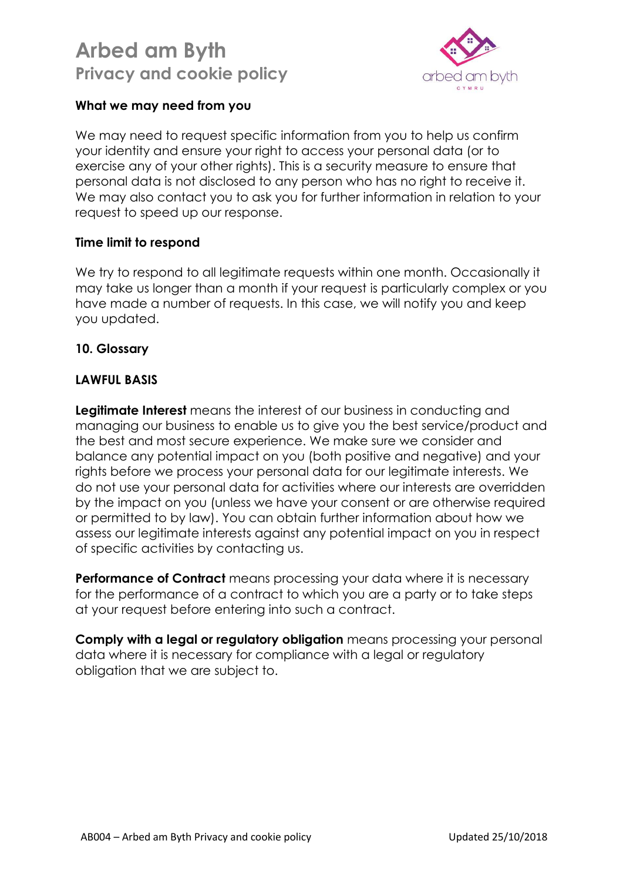### What we may need from you

We may need to request specific information from you to help us confirm your identity and ensure your right to access your personal data (or to exercise any of your other rights). This is a security measure to ensure that personal data is not disclosed to any person who has no right to receive it. We may also contact you to ask you for further information in relation to your request to speed up our response.

### Time limit to respond

We try to respond to all legitimate requests within one month. Occasionally it may take us longer than a month if your request is particularly complex or you have made a number of requests. In this case, we will notify you and keep you updated.

## 10. Glossary

### LAWFUL BASIS

**Legitimate Interest** means the interest of our business in conducting and managing our business to enable us to give you the best service/product and the best and most secure experience. We make sure we consider and balance any potential impact on you (both positive and negative) and your rights before we process your personal data for our legitimate interests. We do not use your personal data for activities where our interests are overridden by the impact on you (unless we have your consent or are otherwise required or permitted to by law). You can obtain further information about how we assess our legitimate interests against any potential impact on you in respect of specific activities by contacting us.

**Performance of Contract** means processing your data where it is necessary for the performance of a contract to which you are a party or to take steps at your request before entering into such a contract.

**Comply with a legal or regulatory obligation** means processing your personal data where it is necessary for compliance with a legal or regulatory obligation that we are subject to.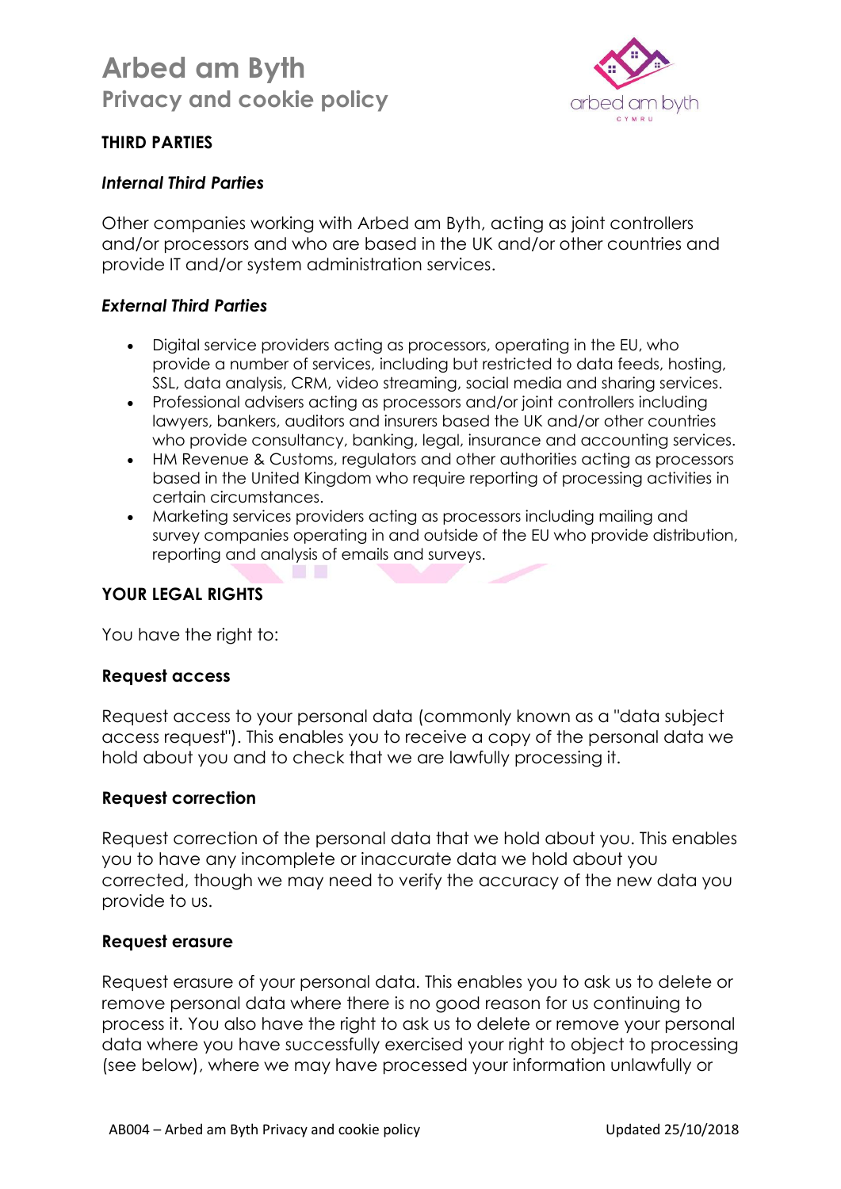## THIRD PARTIES

### *Internal Third Parties*

Other companies working with Arbed am Byth, acting as joint controllers and/or processors and who are based in the UK and/or other countries and provide IT and/or system administration services.

### *External Third Parties*

- Digital service providers acting as processors, operating in the EU, who provide a number of services, including but restricted to data feeds, hosting, SSL, data analysis, CRM, video streaming, social media and sharing services.
- Professional advisers acting as processors and/or joint controllers including lawyers, bankers, auditors and insurers based the UK and/or other countries who provide consultancy, banking, legal, insurance and accounting services.
- HM Revenue & Customs, regulators and other authorities acting as processors based in the United Kingdom who require reporting of processing activities in certain circumstances.
- Marketing services providers acting as processors including mailing and survey companies operating in and outside of the EU who provide distribution, reporting and analysis of emails and surveys.

## YOUR LEGAL RIGHTS

You have the right to:

**Request access**

Request access to your personal data (commonly known as a "data subject access request"). This enables you to receive a copy of the personal data we hold about you and to check that we are lawfully processing it.

**Request correction**

Request correction of the personal data that we hold about you. This enables you to have any incomplete or inaccurate data we hold about you corrected, though we may need to verify the accuracy of the new data you provide to us.

**Request erasure**

Request erasure of your personal data. This enables you to ask us to delete or remove personal data where there is no good reason for us continuing to process it. You also have the right to ask us to delete or remove your personal data where you have successfully exercised your right to object to processing (see below), where we may have processed your information unlawfully or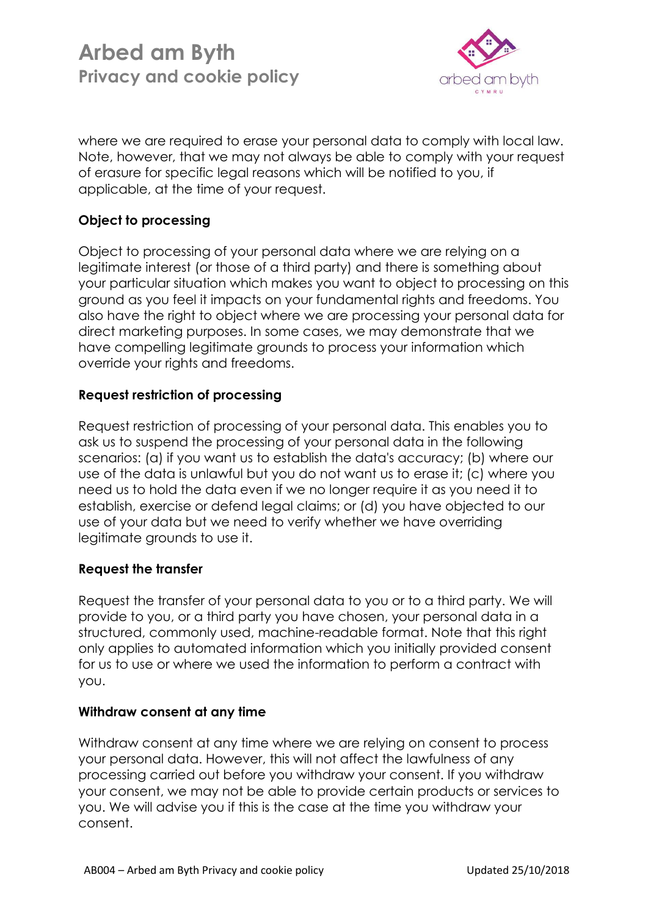where we are required to erase your personal data to comply with local law. Note, however, that we may not always be able to comply with your request of erasure for specific legal reasons which will be notified to you, if applicable, at the time of your request.

**Object to processing**

Object to processing of your personal data where we are relying on a legitimate interest (or those of a third party) and there is something about your particular situation which makes you want to object to processing on this ground as you feel it impacts on your fundamental rights and freedoms. You also have the right to object where we are processing your personal data for direct marketing purposes. In some cases, we may demonstrate that we have compelling legitimate grounds to process your information which override your rights and freedoms.

**Request restriction of processing**

Request restriction of processing of your personal data. This enables you to ask us to suspend the processing of your personal data in the following scenarios: (a) if you want us to establish the data's accuracy; (b) where our use of the data is unlawful but you do not want us to erase it; (c) where you need us to hold the data even if we no longer require it as you need it to establish, exercise or defend legal claims; or (d) you have objected to our use of your data but we need to verify whether we have overriding legitimate grounds to use it.

**Request the transfer**

Request the transfer of your personal data to you or to a third party. We will provide to you, or a third party you have chosen, your personal data in a structured, commonly used, machine-readable format. Note that this right only applies to automated information which you initially provided consent for us to use or where we used the information to perform a contract with you.

**Withdraw consent at any time**

Withdraw consent at any time where we are relying on consent to process your personal data. However, this will not affect the lawfulness of any processing carried out before you withdraw your consent. If you withdraw your consent, we may not be able to provide certain products or services to you. We will advise you if this is the case at the time you withdraw your consent.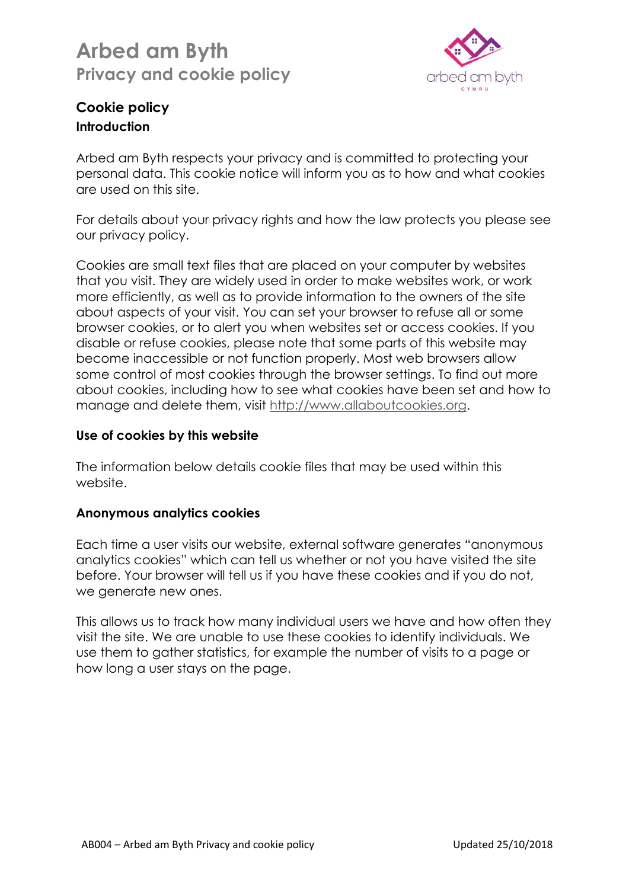## Cookie policy

### Introduction

Arbed am Byth respects your privacy and is committed to protecting your personal data. This cookie notice will inform you as to how and what cookies are used on this site.

For details about your privacy rights and how the law protects you please see our privacy policy.

Cookies are small text files that are placed on your computer by websites that you visit. They are widely used in order to make websites work, or work more efficiently, as well as to provide information to the owners of the site about aspects of your visit. You can set your browser to refuse all or some browser cookies, or to alert you when websites set or access cookies. If you disable or refuse cookies, please note that some parts of this website may become inaccessible or not function properly. Most web browsers allow some control of most cookies through the browser settings. To find out more about cookies, including how to see what cookies have been set and how to manage and delete them, visit [http://www.allaboutcookies.org](http://www.allaboutcookies.org).

### Use of cookies by this website

The information below details cookie files that may be used within this website.

### Anonymous analytics cookies

Each time a user visits our website, external software generates "anonymous analytics cookies" which can tell us whether or not you have visited the site before. Your browser will tell us if you have these cookies and if you do not, we generate new ones.

This allows us to track how many individual users we have and how often they visit the site. We are unable to use these cookies to identify individuals. We use them to gather statistics, for example the number of visits to a page or how long a user stays on the page.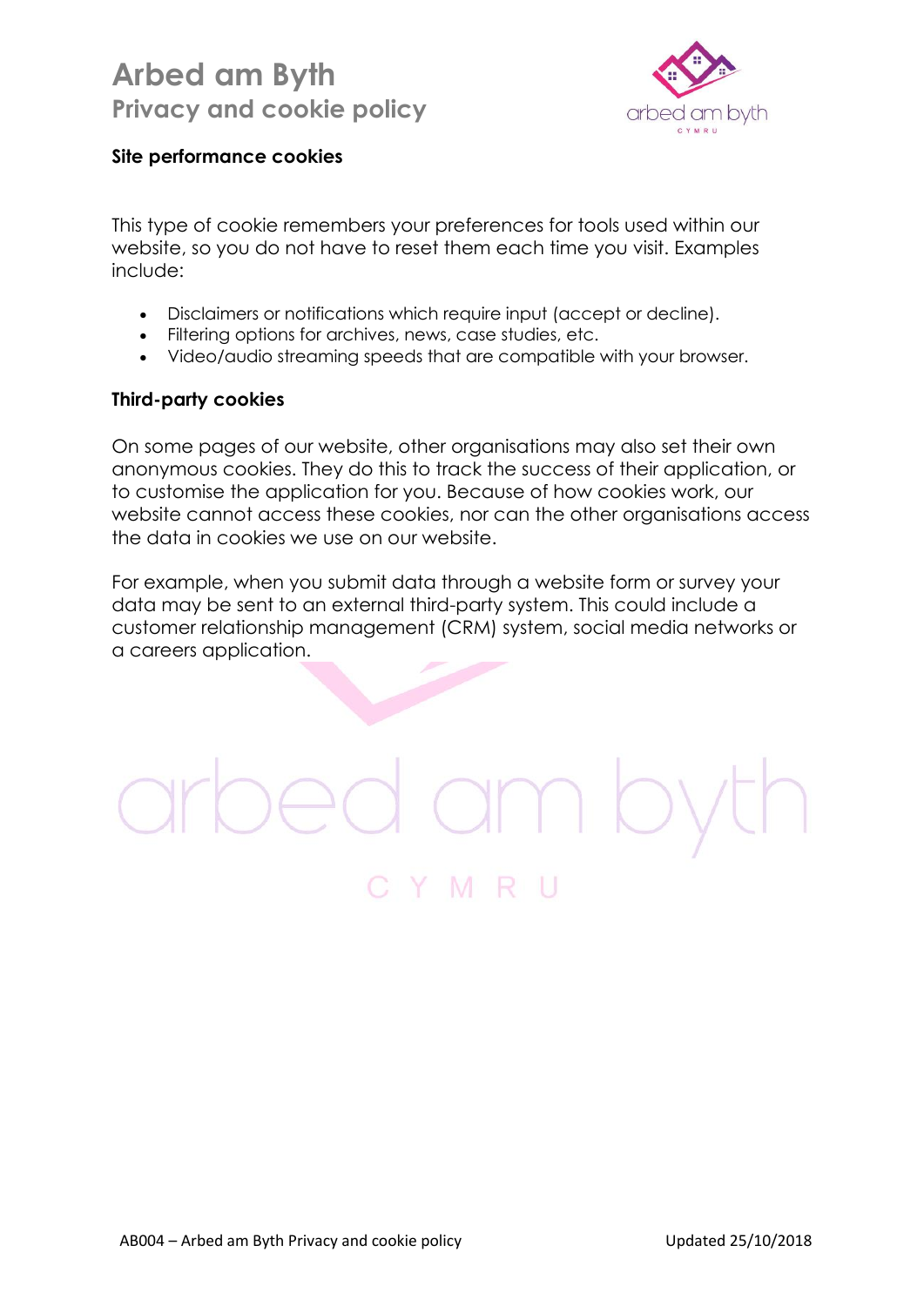### Site performance cookies

This type of cookie remembers your preferences for tools used within our website, so you do not have to reset them each time you visit. Examples include:

- Disclaimers or notifications which require input (accept or decline).
- Filtering options for archives, news, case studies, etc.
- Video/audio streaming speeds that are compatible with your browser.

### Third-party cookies

On some pages of our website, other organisations may also set their own anonymous cookies. They do this to track the success of their application, or to customise the application for you. Because of how cookies work, our website cannot access these cookies, nor can the other organisations access the data in cookies we use on our website.

For example, when you submit data through a website form or survey your data may be sent to an external third-party system. This could include a customer relationship management (CRM) system, social media networks or a careers application.